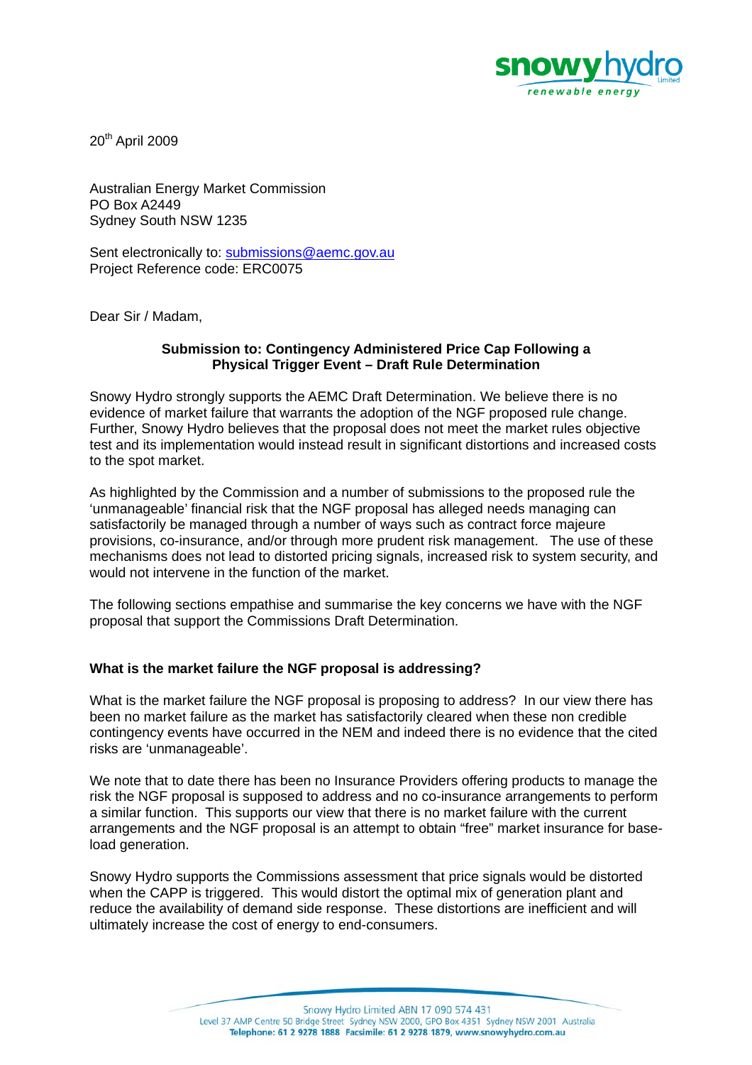20th April 2009

Australian Energy Market Commission
PO Box A2449
Sydney South NSW 1235

Sent electronically to: submissions@aemc.gov.au
Project Reference code: ERC0075

Dear Sir / Madam,

**Submission to: Contingency Administered Price Cap Following a Physical Trigger Event – Draft Rule Determination**

Snowy Hydro strongly supports the AEMC Draft Determination. We believe there is no evidence of market failure that warrants the adoption of the NGF proposed rule change. Further, Snowy Hydro believes that the proposal does not meet the market rules objective test and its implementation would instead result in significant distortions and increased costs to the spot market.

As highlighted by the Commission and a number of submissions to the proposed rule the 'unmanageable' financial risk that the NGF proposal has alleged needs managing can satisfactorily be managed through a number of ways such as contract force majeure provisions, co-insurance, and/or through more prudent risk management. The use of these mechanisms does not lead to distorted pricing signals, increased risk to system security, and would not intervene in the function of the market.

The following sections empathise and summarise the key concerns we have with the NGF proposal that support the Commissions Draft Determination.

**What is the market failure the NGF proposal is addressing?**

What is the market failure the NGF proposal is proposing to address? In our view there has been no market failure as the market has satisfactorily cleared when these non credible contingency events have occurred in the NEM and indeed there is no evidence that the cited risks are 'unmanageable'.

We note that to date there has been no Insurance Providers offering products to manage the risk the NGF proposal is supposed to address and no co-insurance arrangements to perform a similar function. This supports our view that there is no market failure with the current arrangements and the NGF proposal is an attempt to obtain "free" market insurance for base-load generation.

Snowy Hydro supports the Commissions assessment that price signals would be distorted when the CAPP is triggered. This would distort the optimal mix of generation plant and reduce the availability of demand side response. These distortions are inefficient and will ultimately increase the cost of energy to end-consumers.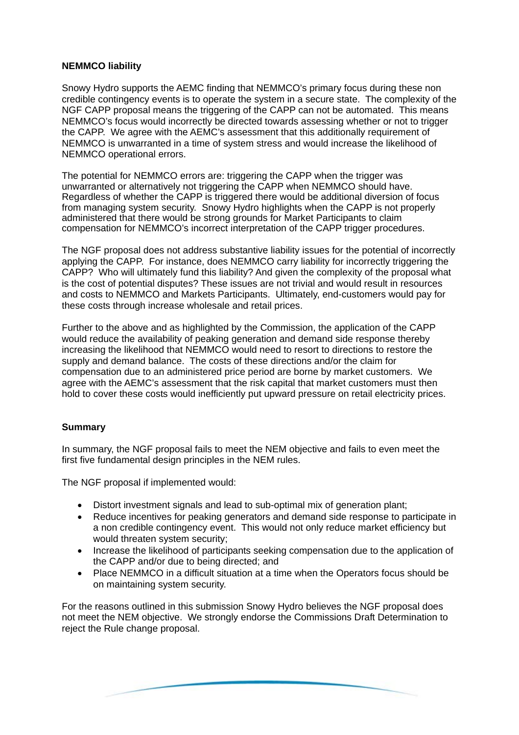**NEMMCO liability**

Snowy Hydro supports the AEMC finding that NEMMCO's primary focus during these non credible contingency events is to operate the system in a secure state. The complexity of the NGF CAPP proposal means the triggering of the CAPP can not be automated. This means NEMMCO's focus would incorrectly be directed towards assessing whether or not to trigger the CAPP. We agree with the AEMC's assessment that this additionally requirement of NEMMCO is unwarranted in a time of system stress and would increase the likelihood of NEMMCO operational errors.

The potential for NEMMCO errors are: triggering the CAPP when the trigger was unwarranted or alternatively not triggering the CAPP when NEMMCO should have. Regardless of whether the CAPP is triggered there would be additional diversion of focus from managing system security. Snowy Hydro highlights when the CAPP is not properly administered that there would be strong grounds for Market Participants to claim compensation for NEMMCO's incorrect interpretation of the CAPP trigger procedures.

The NGF proposal does not address substantive liability issues for the potential of incorrectly applying the CAPP. For instance, does NEMMCO carry liability for incorrectly triggering the CAPP? Who will ultimately fund this liability? And given the complexity of the proposal what is the cost of potential disputes? These issues are not trivial and would result in resources and costs to NEMMCO and Markets Participants. Ultimately, end-customers would pay for these costs through increase wholesale and retail prices.

Further to the above and as highlighted by the Commission, the application of the CAPP would reduce the availability of peaking generation and demand side response thereby increasing the likelihood that NEMMCO would need to resort to directions to restore the supply and demand balance. The costs of these directions and/or the claim for compensation due to an administered price period are borne by market customers. We agree with the AEMC's assessment that the risk capital that market customers must then hold to cover these costs would inefficiently put upward pressure on retail electricity prices.

**Summary**

In summary, the NGF proposal fails to meet the NEM objective and fails to even meet the first five fundamental design principles in the NEM rules.

The NGF proposal if implemented would:

- Distort investment signals and lead to sub-optimal mix of generation plant;
- Reduce incentives for peaking generators and demand side response to participate in a non credible contingency event. This would not only reduce market efficiency but would threaten system security;
- Increase the likelihood of participants seeking compensation due to the application of the CAPP and/or due to being directed; and
- Place NEMMCO in a difficult situation at a time when the Operators focus should be on maintaining system security.

For the reasons outlined in this submission Snowy Hydro believes the NGF proposal does not meet the NEM objective. We strongly endorse the Commissions Draft Determination to reject the Rule change proposal.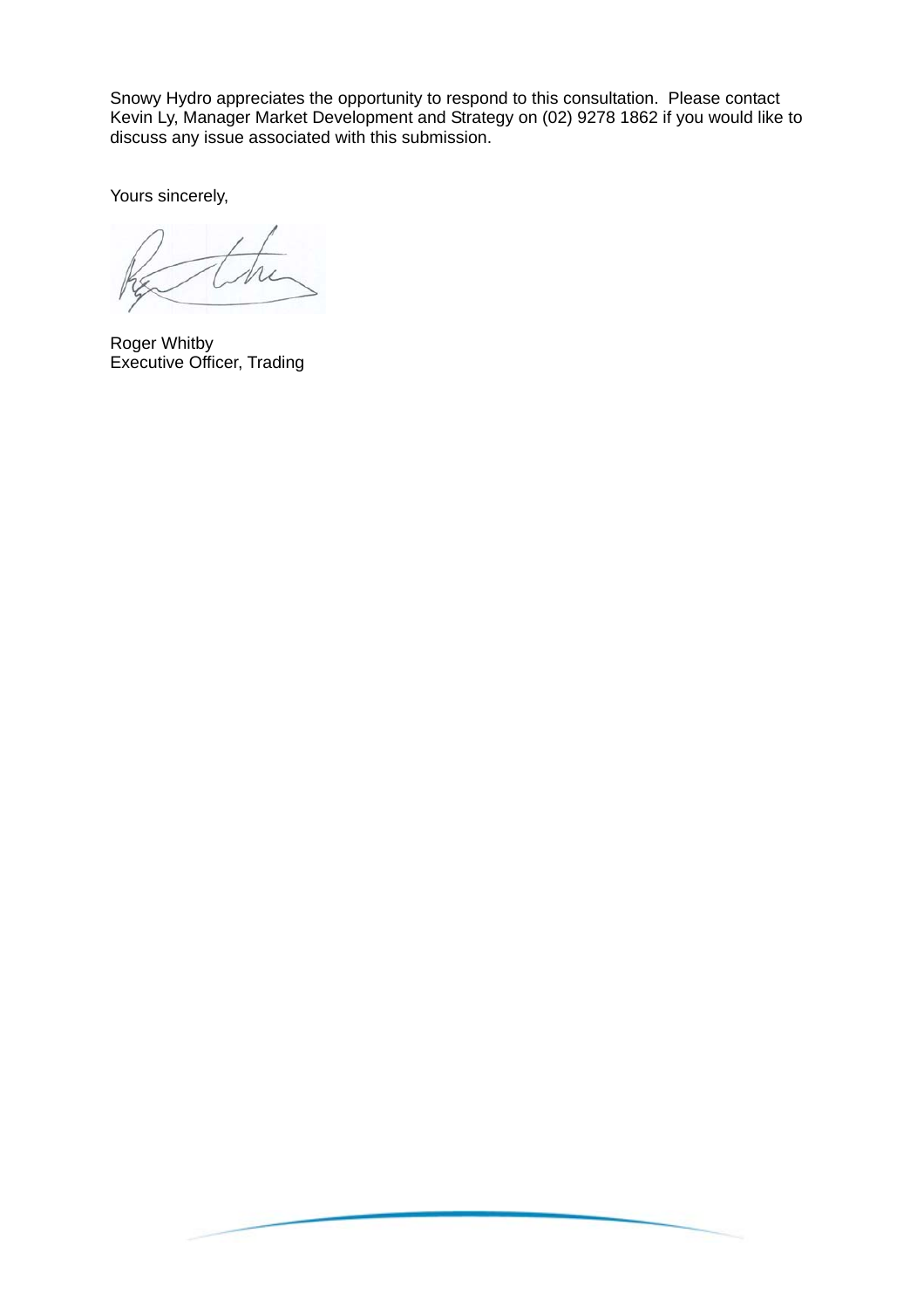Snowy Hydro appreciates the opportunity to respond to this consultation. Please contact Kevin Ly, Manager Market Development and Strategy on (02) 9278 1862 if you would like to discuss any issue associated with this submission.

Yours sincerely,

Roger Whitby
Executive Officer, Trading